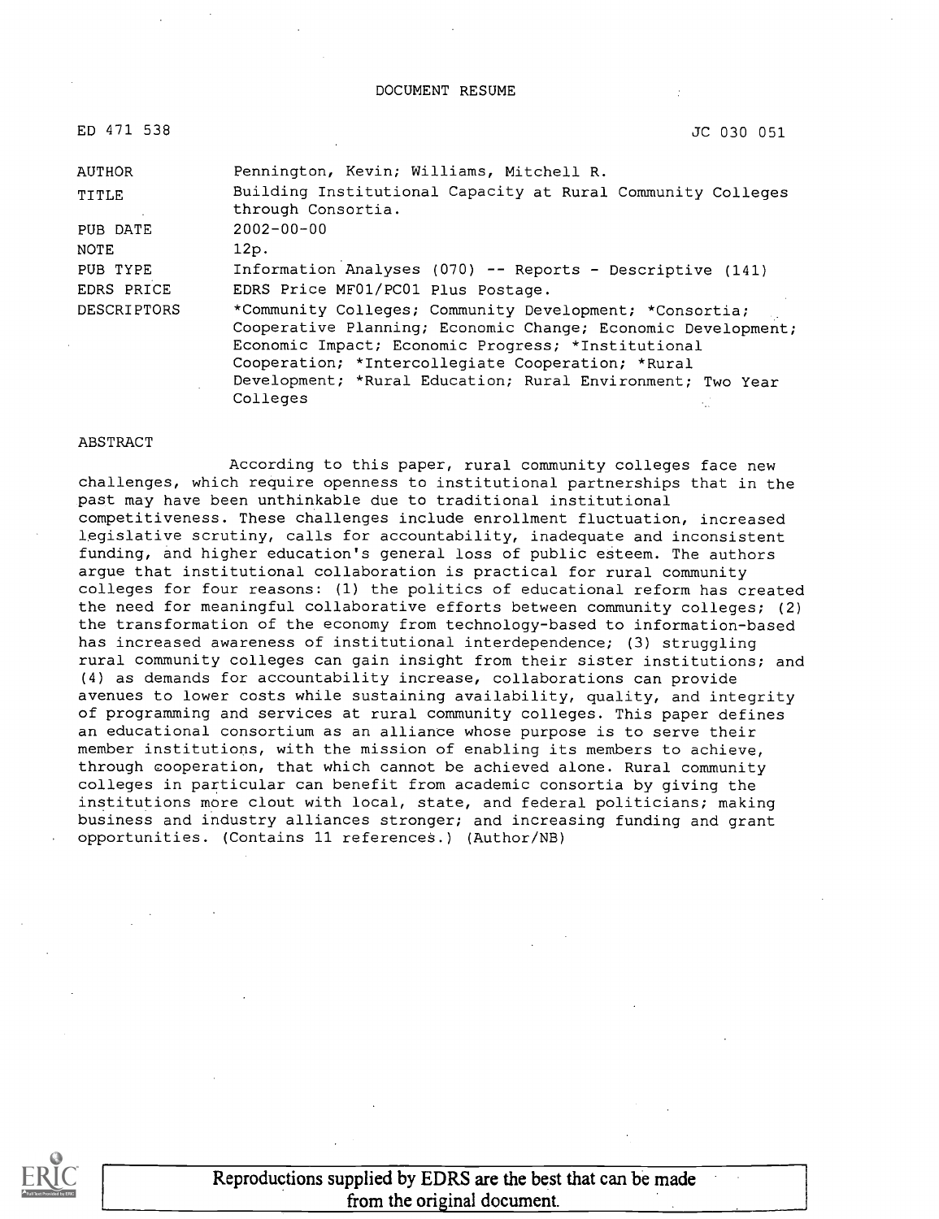DOCUMENT RESUME

ED 471 538 JC 030 051

| | |
|---|---|
| AUTHOR | Pennington, Kevin; Williams, Mitchell R. |
| TITLE | Building Institutional Capacity at Rural Community Colleges through Consortia. |
| PUB DATE | 2002-00-00 |
| NOTE | 12p. |
| PUB TYPE | Information Analyses (070) -- Reports - Descriptive (141) |
| EDRS PRICE | EDRS Price MF01/PC01 Plus Postage. |
| DESCRIPTORS | *Community Colleges; Community Development; *Consortia; Cooperative Planning; Economic Change; Economic Development; Economic Impact; Economic Progress; *Institutional Cooperation; *Intercollegiate Cooperation; *Rural Development; *Rural Education; Rural Environment; Two Year Colleges |

ABSTRACT

According to this paper, rural community colleges face new challenges, which require openness to institutional partnerships that in the past may have been unthinkable due to traditional institutional competitiveness. These challenges include enrollment fluctuation, increased legislative scrutiny, calls for accountability, inadequate and inconsistent funding, and higher education's general loss of public esteem. The authors argue that institutional collaboration is practical for rural community colleges for four reasons: (1) the politics of educational reform has created the need for meaningful collaborative efforts between community colleges; (2) the transformation of the economy from technology-based to information-based has increased awareness of institutional interdependence; (3) struggling rural community colleges can gain insight from their sister institutions; and (4) as demands for accountability increase, collaborations can provide avenues to lower costs while sustaining availability, quality, and integrity of programming and services at rural community colleges. This paper defines an educational consortium as an alliance whose purpose is to serve their member institutions, with the mission of enabling its members to achieve, through cooperation, that which cannot be achieved alone. Rural community colleges in particular can benefit from academic consortia by giving the institutions more clout with local, state, and federal politicians; making business and industry alliances stronger; and increasing funding and grant opportunities. (Contains 11 references.) (Author/NB)

Reproductions supplied by EDRS are the best that can be made from the original document.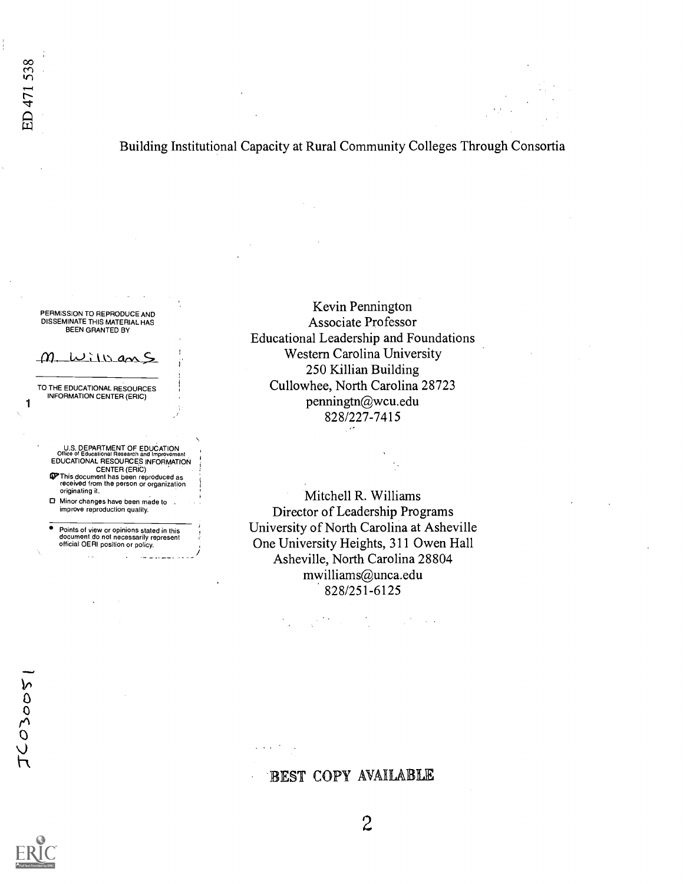# Building Institutional Capacity at Rural Community Colleges Through Consortia

PERMISSION TO REPRODUCE AND DISSEMINATE THIS MATERIAL HAS BEEN GRANTED BY

M. Williams

TO THE EDUCATIONAL RESOURCES INFORMATION CENTER (ERIC)

U.S. DEPARTMENT OF EDUCATION
Office of Educational Research and Improvement
EDUCATIONAL RESOURCES INFORMATION CENTER (ERIC)

- This document has been reproduced as received from the person or organization originating it.
- Minor changes have been made to improve reproduction quality.
- Points of view or opinions stated in this document do not necessarily represent official OERI position or policy.

Kevin Pennington
Associate Professor
Educational Leadership and Foundations
Western Carolina University
250 Killian Building
Cullowhee, North Carolina 28723
penningtn@wcu.edu
828/227-7415

Mitchell R. Williams
Director of Leadership Programs
University of North Carolina at Asheville
One University Heights, 311 Owen Hall
Asheville, North Carolina 28804
mwilliams@unca.edu
828/251-6125

BEST COPY AVAILABLE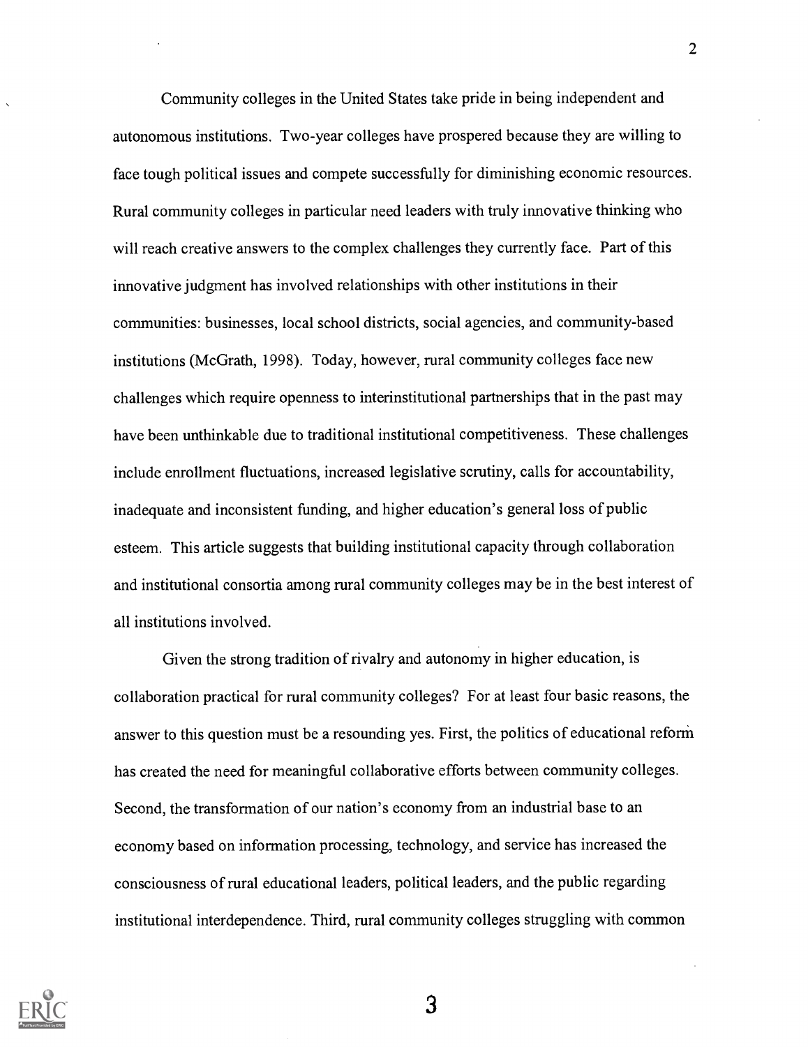Community colleges in the United States take pride in being independent and autonomous institutions. Two-year colleges have prospered because they are willing to face tough political issues and compete successfully for diminishing economic resources. Rural community colleges in particular need leaders with truly innovative thinking who will reach creative answers to the complex challenges they currently face. Part of this innovative judgment has involved relationships with other institutions in their communities: businesses, local school districts, social agencies, and community-based institutions (McGrath, 1998). Today, however, rural community colleges face new challenges which require openness to interinstitutional partnerships that in the past may have been unthinkable due to traditional institutional competitiveness. These challenges include enrollment fluctuations, increased legislative scrutiny, calls for accountability, inadequate and inconsistent funding, and higher education's general loss of public esteem. This article suggests that building institutional capacity through collaboration and institutional consortia among rural community colleges may be in the best interest of all institutions involved.

Given the strong tradition of rivalry and autonomy in higher education, is collaboration practical for rural community colleges? For at least four basic reasons, the answer to this question must be a resounding yes. First, the politics of educational reform has created the need for meaningful collaborative efforts between community colleges. Second, the transformation of our nation's economy from an industrial base to an economy based on information processing, technology, and service has increased the consciousness of rural educational leaders, political leaders, and the public regarding institutional interdependence. Third, rural community colleges struggling with common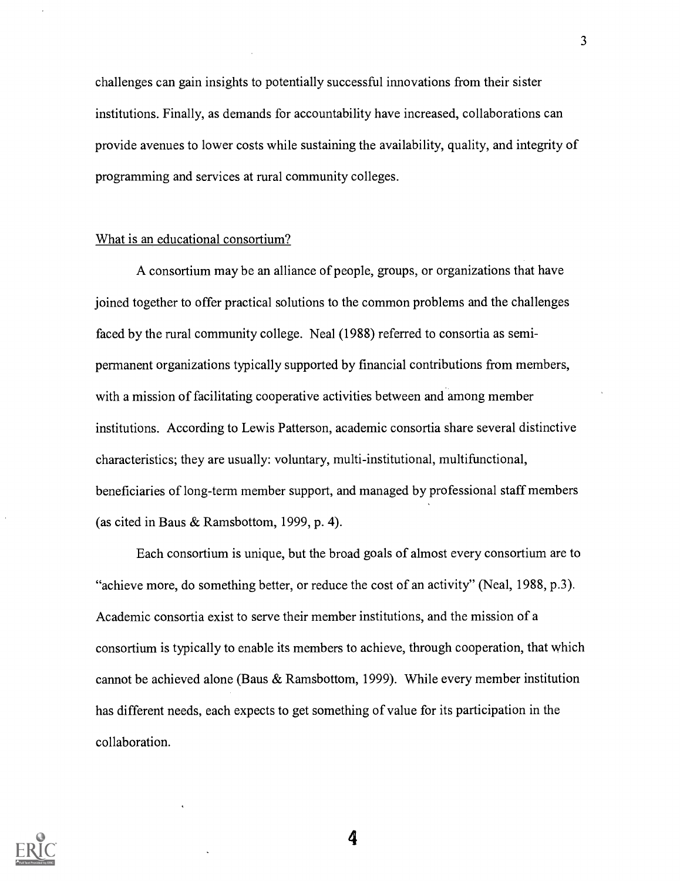challenges can gain insights to potentially successful innovations from their sister institutions. Finally, as demands for accountability have increased, collaborations can provide avenues to lower costs while sustaining the availability, quality, and integrity of programming and services at rural community colleges.

## What is an educational consortium?

A consortium may be an alliance of people, groups, or organizations that have joined together to offer practical solutions to the common problems and the challenges faced by the rural community college. Neal (1988) referred to consortia as semi-permanent organizations typically supported by financial contributions from members, with a mission of facilitating cooperative activities between and among member institutions. According to Lewis Patterson, academic consortia share several distinctive characteristics; they are usually: voluntary, multi-institutional, multifunctional, beneficiaries of long-term member support, and managed by professional staff members (as cited in Baus & Ramsbottom, 1999, p. 4).

Each consortium is unique, but the broad goals of almost every consortium are to "achieve more, do something better, or reduce the cost of an activity" (Neal, 1988, p.3). Academic consortia exist to serve their member institutions, and the mission of a consortium is typically to enable its members to achieve, through cooperation, that which cannot be achieved alone (Baus & Ramsbottom, 1999). While every member institution has different needs, each expects to get something of value for its participation in the collaboration.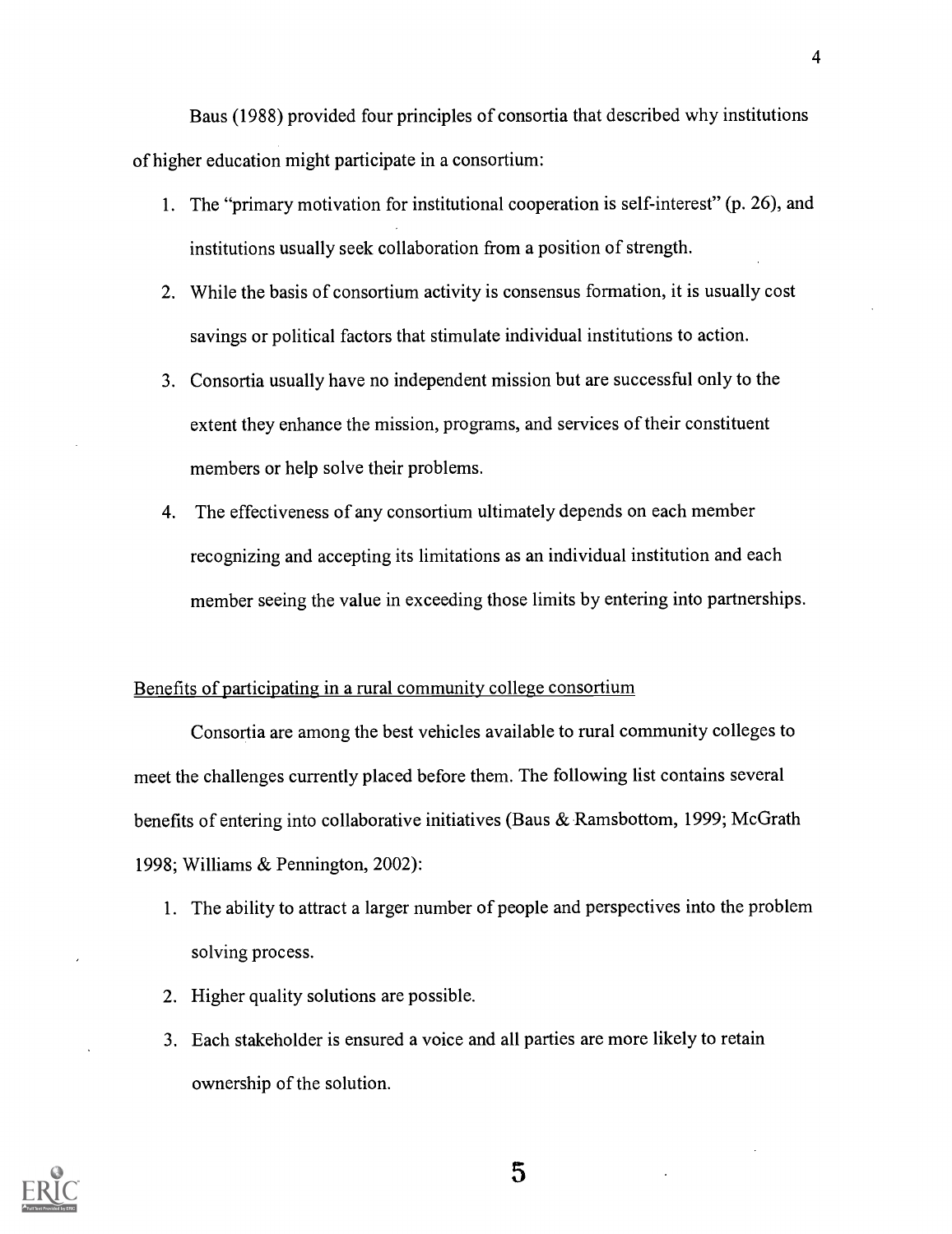Baus (1988) provided four principles of consortia that described why institutions of higher education might participate in a consortium:

1. The "primary motivation for institutional cooperation is self-interest" (p. 26), and institutions usually seek collaboration from a position of strength.
2. While the basis of consortium activity is consensus formation, it is usually cost savings or political factors that stimulate individual institutions to action.
3. Consortia usually have no independent mission but are successful only to the extent they enhance the mission, programs, and services of their constituent members or help solve their problems.
4. The effectiveness of any consortium ultimately depends on each member recognizing and accepting its limitations as an individual institution and each member seeing the value in exceeding those limits by entering into partnerships.

## Benefits of participating in a rural community college consortium

Consortia are among the best vehicles available to rural community colleges to meet the challenges currently placed before them. The following list contains several benefits of entering into collaborative initiatives (Baus & Ramsbottom, 1999; McGrath 1998; Williams & Pennington, 2002):

1. The ability to attract a larger number of people and perspectives into the problem solving process.
2. Higher quality solutions are possible.
3. Each stakeholder is ensured a voice and all parties are more likely to retain ownership of the solution.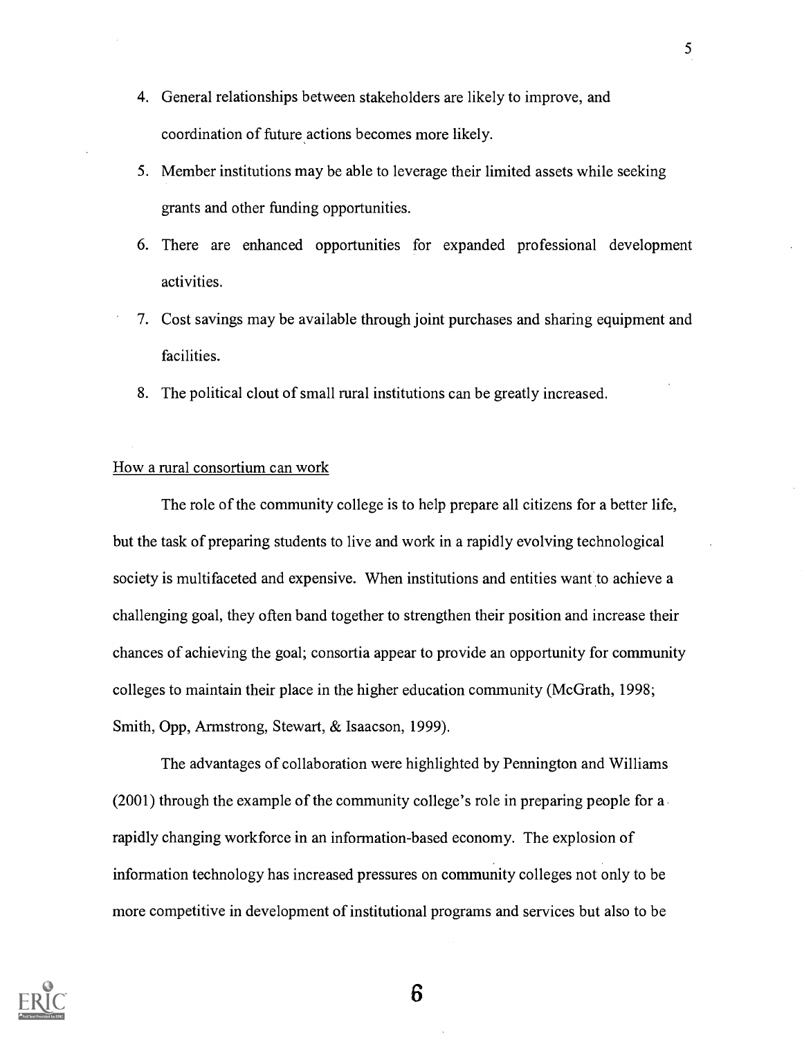4. General relationships between stakeholders are likely to improve, and coordination of future actions becomes more likely.
5. Member institutions may be able to leverage their limited assets while seeking grants and other funding opportunities.
6. There are enhanced opportunities for expanded professional development activities.
7. Cost savings may be available through joint purchases and sharing equipment and facilities.
8. The political clout of small rural institutions can be greatly increased.

How a rural consortium can work

The role of the community college is to help prepare all citizens for a better life, but the task of preparing students to live and work in a rapidly evolving technological society is multifaceted and expensive. When institutions and entities want to achieve a challenging goal, they often band together to strengthen their position and increase their chances of achieving the goal; consortia appear to provide an opportunity for community colleges to maintain their place in the higher education community (McGrath, 1998; Smith, Opp, Armstrong, Stewart, & Isaacson, 1999).

The advantages of collaboration were highlighted by Pennington and Williams (2001) through the example of the community college's role in preparing people for a rapidly changing workforce in an information-based economy. The explosion of information technology has increased pressures on community colleges not only to be more competitive in development of institutional programs and services but also to be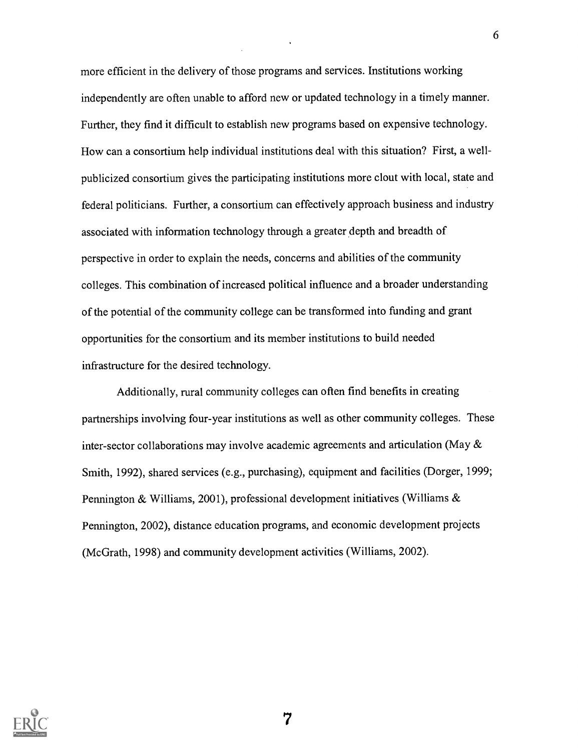more efficient in the delivery of those programs and services. Institutions working independently are often unable to afford new or updated technology in a timely manner. Further, they find it difficult to establish new programs based on expensive technology. How can a consortium help individual institutions deal with this situation? First, a well-publicized consortium gives the participating institutions more clout with local, state and federal politicians. Further, a consortium can effectively approach business and industry associated with information technology through a greater depth and breadth of perspective in order to explain the needs, concerns and abilities of the community colleges. This combination of increased political influence and a broader understanding of the potential of the community college can be transformed into funding and grant opportunities for the consortium and its member institutions to build needed infrastructure for the desired technology.

Additionally, rural community colleges can often find benefits in creating partnerships involving four-year institutions as well as other community colleges. These inter-sector collaborations may involve academic agreements and articulation (May & Smith, 1992), shared services (e.g., purchasing), equipment and facilities (Dorger, 1999; Pennington & Williams, 2001), professional development initiatives (Williams & Pennington, 2002), distance education programs, and economic development projects (McGrath, 1998) and community development activities (Williams, 2002).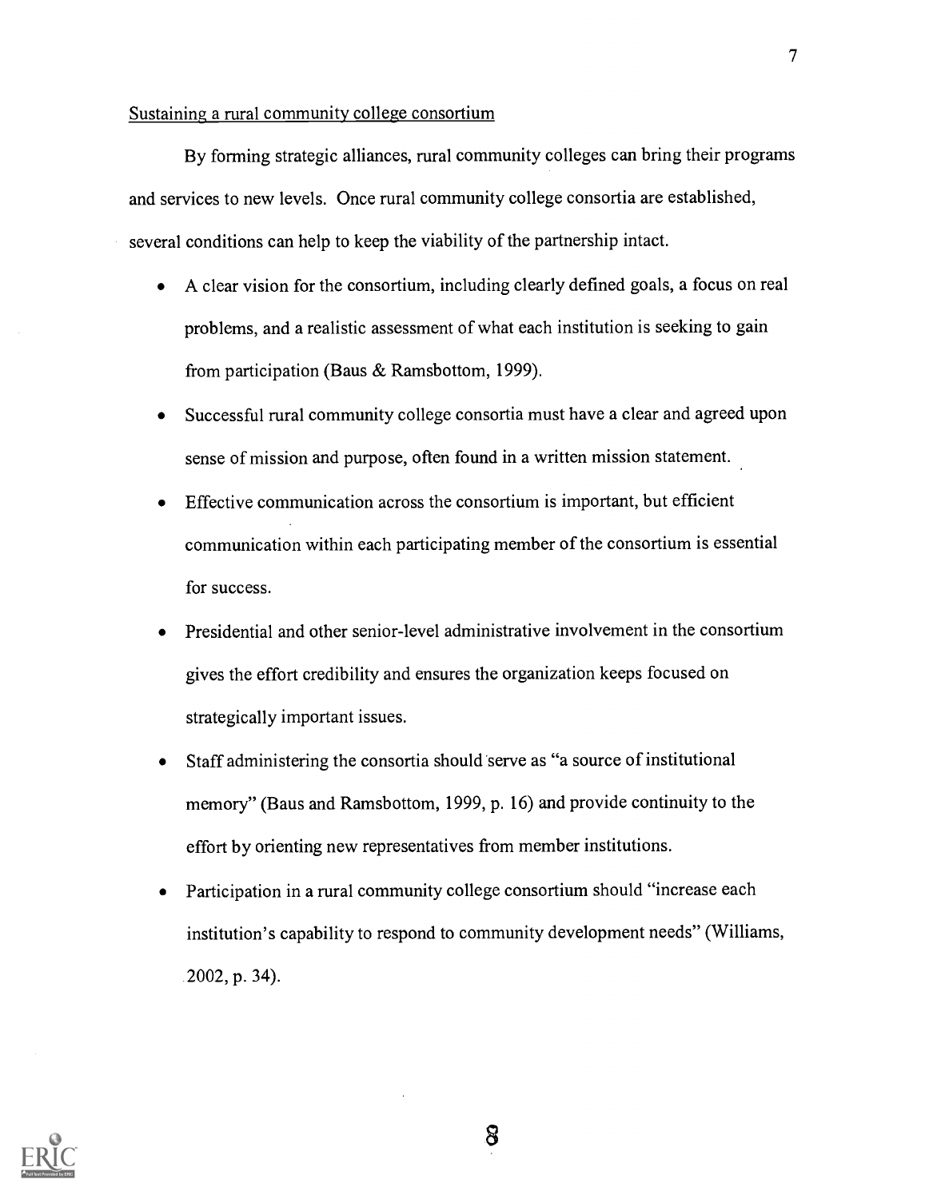Sustaining a rural community college consortium

By forming strategic alliances, rural community colleges can bring their programs and services to new levels. Once rural community college consortia are established, several conditions can help to keep the viability of the partnership intact.

- A clear vision for the consortium, including clearly defined goals, a focus on real problems, and a realistic assessment of what each institution is seeking to gain from participation (Baus & Ramsbottom, 1999).
- Successful rural community college consortia must have a clear and agreed upon sense of mission and purpose, often found in a written mission statement.
- Effective communication across the consortium is important, but efficient communication within each participating member of the consortium is essential for success.
- Presidential and other senior-level administrative involvement in the consortium gives the effort credibility and ensures the organization keeps focused on strategically important issues.
- Staff administering the consortia should serve as "a source of institutional memory" (Baus and Ramsbottom, 1999, p. 16) and provide continuity to the effort by orienting new representatives from member institutions.
- Participation in a rural community college consortium should "increase each institution's capability to respond to community development needs" (Williams, 2002, p. 34).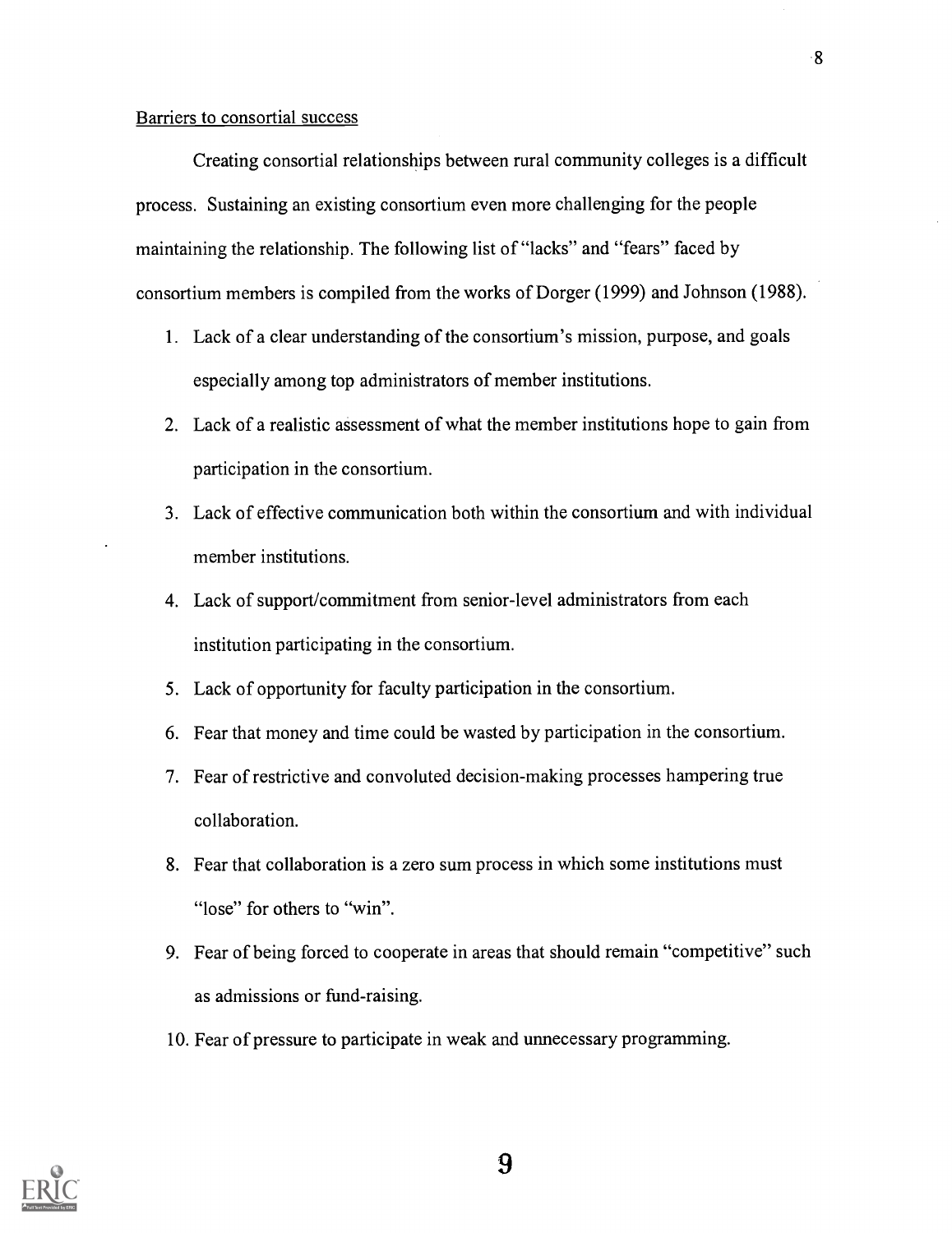Barriers to consortial success

Creating consortial relationships between rural community colleges is a difficult process. Sustaining an existing consortium even more challenging for the people maintaining the relationship. The following list of "lacks" and "fears" faced by consortium members is compiled from the works of Dorger (1999) and Johnson (1988).

1. Lack of a clear understanding of the consortium's mission, purpose, and goals especially among top administrators of member institutions.
2. Lack of a realistic assessment of what the member institutions hope to gain from participation in the consortium.
3. Lack of effective communication both within the consortium and with individual member institutions.
4. Lack of support/commitment from senior-level administrators from each institution participating in the consortium.
5. Lack of opportunity for faculty participation in the consortium.
6. Fear that money and time could be wasted by participation in the consortium.
7. Fear of restrictive and convoluted decision-making processes hampering true collaboration.
8. Fear that collaboration is a zero sum process in which some institutions must "lose" for others to "win".
9. Fear of being forced to cooperate in areas that should remain "competitive" such as admissions or fund-raising.
10. Fear of pressure to participate in weak and unnecessary programming.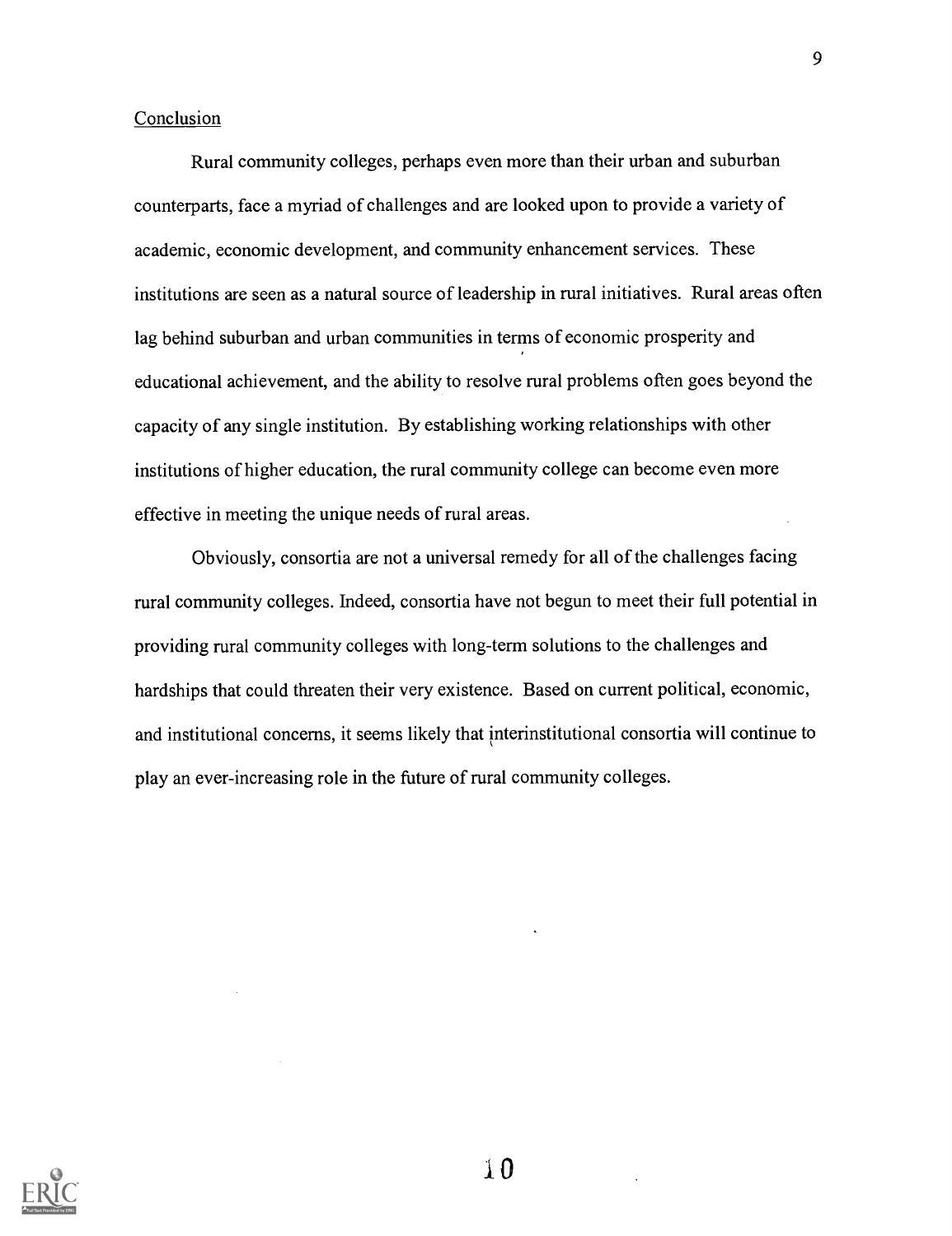## Conclusion

Rural community colleges, perhaps even more than their urban and suburban counterparts, face a myriad of challenges and are looked upon to provide a variety of academic, economic development, and community enhancement services. These institutions are seen as a natural source of leadership in rural initiatives. Rural areas often lag behind suburban and urban communities in terms of economic prosperity and educational achievement, and the ability to resolve rural problems often goes beyond the capacity of any single institution. By establishing working relationships with other institutions of higher education, the rural community college can become even more effective in meeting the unique needs of rural areas.

Obviously, consortia are not a universal remedy for all of the challenges facing rural community colleges. Indeed, consortia have not begun to meet their full potential in providing rural community colleges with long-term solutions to the challenges and hardships that could threaten their very existence. Based on current political, economic, and institutional concerns, it seems likely that interinstitutional consortia will continue to play an ever-increasing role in the future of rural community colleges.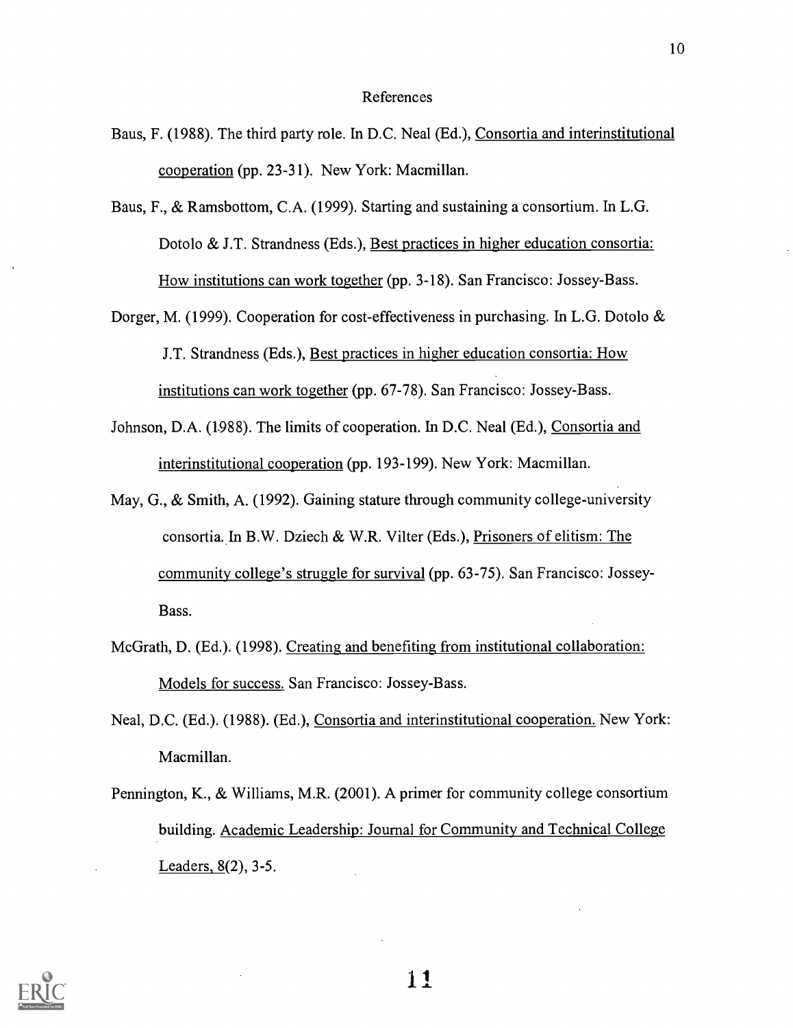# References

Baus, F. (1988). The third party role. In D.C. Neal (Ed.), Consortia and interinstitutional cooperation (pp. 23-31). New York: Macmillan.

Baus, F., & Ramsbottom, C.A. (1999). Starting and sustaining a consortium. In L.G. Dotolo & J.T. Strandness (Eds.), Best practices in higher education consortia: How institutions can work together (pp. 3-18). San Francisco: Jossey-Bass.

Dorger, M. (1999). Cooperation for cost-effectiveness in purchasing. In L.G. Dotolo & J.T. Strandness (Eds.), Best practices in higher education consortia: How institutions can work together (pp. 67-78). San Francisco: Jossey-Bass.

Johnson, D.A. (1988). The limits of cooperation. In D.C. Neal (Ed.), Consortia and interinstitutional cooperation (pp. 193-199). New York: Macmillan.

May, G., & Smith, A. (1992). Gaining stature through community college-university consortia. In B.W. Dziech & W.R. Vilter (Eds.), Prisoners of elitism: The community college's struggle for survival (pp. 63-75). San Francisco: Jossey-Bass.

McGrath, D. (Ed.). (1998). Creating and benefiting from institutional collaboration: Models for success. San Francisco: Jossey-Bass.

Neal, D.C. (Ed.). (1988). (Ed.), Consortia and interinstitutional cooperation. New York: Macmillan.

Pennington, K., & Williams, M.R. (2001). A primer for community college consortium building. Academic Leadership: Journal for Community and Technical College Leaders, 8(2), 3-5.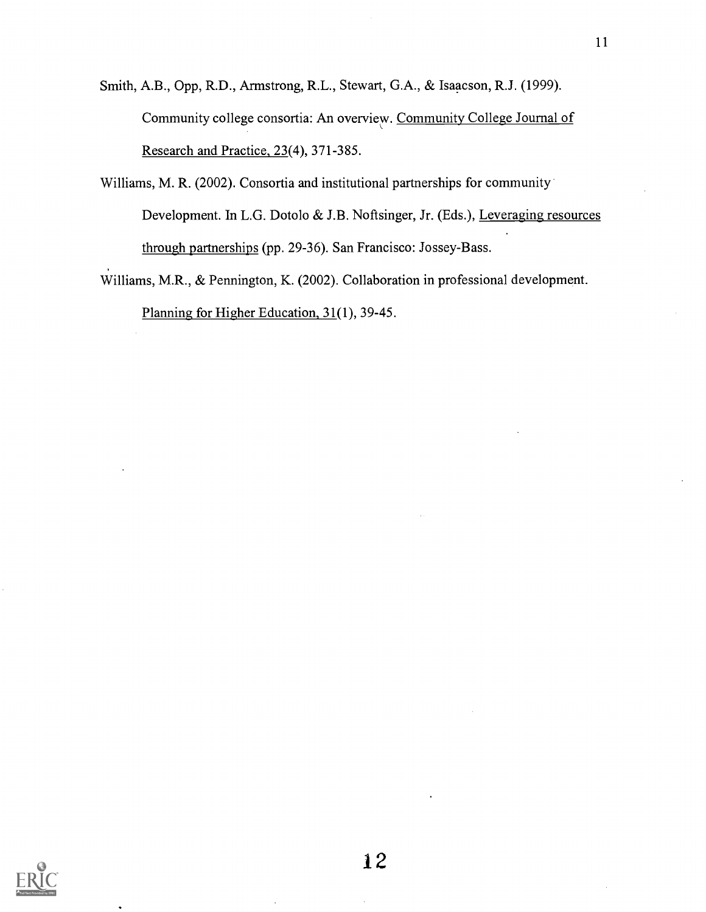Smith, A.B., Opp, R.D., Armstrong, R.L., Stewart, G.A., & Isaacson, R.J. (1999). Community college consortia: An overview. Community College Journal of Research and Practice, 23(4), 371-385.

Williams, M. R. (2002). Consortia and institutional partnerships for community Development. In L.G. Dotolo & J.B. Noftsinger, Jr. (Eds.), Leveraging resources through partnerships (pp. 29-36). San Francisco: Jossey-Bass.

Williams, M.R., & Pennington, K. (2002). Collaboration in professional development. Planning for Higher Education, 31(1), 39-45.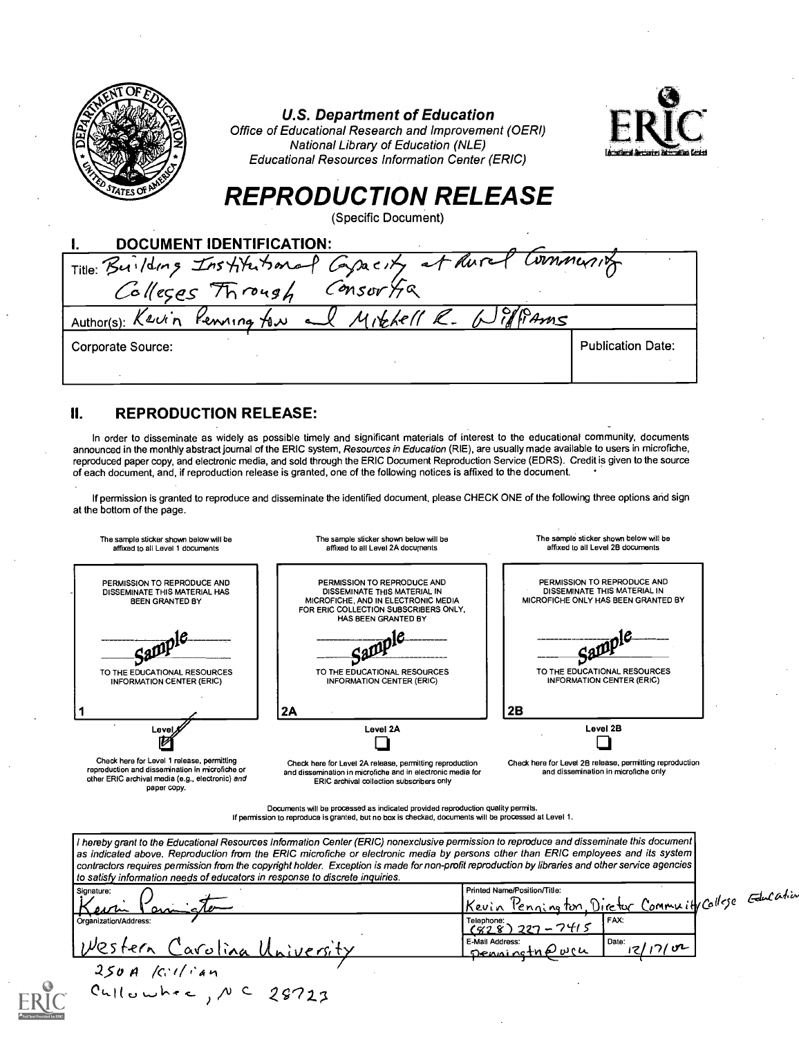**U.S. Department of Education**
*Office of Educational Research and Improvement (OERI)*
*National Library of Education (NLE)*
*Educational Resources Information Center (ERIC)*

# REPRODUCTION RELEASE

(Specific Document)

## I. DOCUMENT IDENTIFICATION:

| | |
|---|---|
| Title: Building Institutional Capacity at Rural Community Colleges Through Consortia | |
| Author(s): Kevin Pennington and Mitchell R. Williams | |
| Corporate Source: | Publication Date: |

## II. REPRODUCTION RELEASE:

In order to disseminate as widely as possible timely and significant materials of interest to the educational community, documents announced in the monthly abstract journal of the ERIC system, *Resources in Education* (RIE), are usually made available to users in microfiche, reproduced paper copy, and electronic media, and sold through the ERIC Document Reproduction Service (EDRS). Credit is given to the source of each document, and, if reproduction release is granted, one of the following notices is affixed to the document.

If permission is granted to reproduce and disseminate the identified document, please CHECK ONE of the following three options and sign at the bottom of the page.

| The sample sticker shown below will be affixed to all Level 1 documents | The sample sticker shown below will be affixed to all Level 2A documents | The sample sticker shown below will be affixed to all Level 2B documents |
|---|---|---|
| PERMISSION TO REPRODUCE AND DISSEMINATE THIS MATERIAL HAS BEEN GRANTED BY Sample TO THE EDUCATIONAL RESOURCES INFORMATION CENTER (ERIC) | PERMISSION TO REPRODUCE AND DISSEMINATE THIS MATERIAL IN MICROFICHE, AND IN ELECTRONIC MEDIA FOR ERIC COLLECTION SUBSCRIBERS ONLY, HAS BEEN GRANTED BY Sample TO THE EDUCATIONAL RESOURCES INFORMATION CENTER (ERIC) | PERMISSION TO REPRODUCE AND DISSEMINATE THIS MATERIAL IN MICROFICHE ONLY HAS BEEN GRANTED BY Sample TO THE EDUCATIONAL RESOURCES INFORMATION CENTER (ERIC) |
| 1 | 2A | 2B |
| Level 1 ☑ | Level 2A ☐ | Level 2B ☐ |
| Check here for Level 1 release, permitting reproduction and dissemination in microfiche or other ERIC archival media (e.g., electronic) *and* paper copy. | Check here for Level 2A release, permitting reproduction and dissemination in microfiche and in electronic media for ERIC archival collection subscribers only | Check here for Level 2B release, permitting reproduction and dissemination in microfiche only |

Documents will be processed as indicated provided reproduction quality permits.
If permission to reproduce is granted, but no box is checked, documents will be processed at Level 1.

*I hereby grant to the Educational Resources Information Center (ERIC) nonexclusive permission to reproduce and disseminate this document as indicated above. Reproduction from the ERIC microfiche or electronic media by persons other than ERIC employees and its system contractors requires permission from the copyright holder. Exception is made for non-profit reproduction by libraries and other service agencies to satisfy information needs of educators in response to discrete inquiries.*

| Signature: Kevin Pennington | Printed Name/Position/Title: Kevin Pennington, Director Community College Education | |
|---|---|---|
| Organization/Address: Western Carolina University, 250A Killian, Cullowhee, NC 28723 | Telephone: (828) 227-7415 | FAX: |
| | E-Mail Address: penningtn@wcu | Date: 12/17/02 |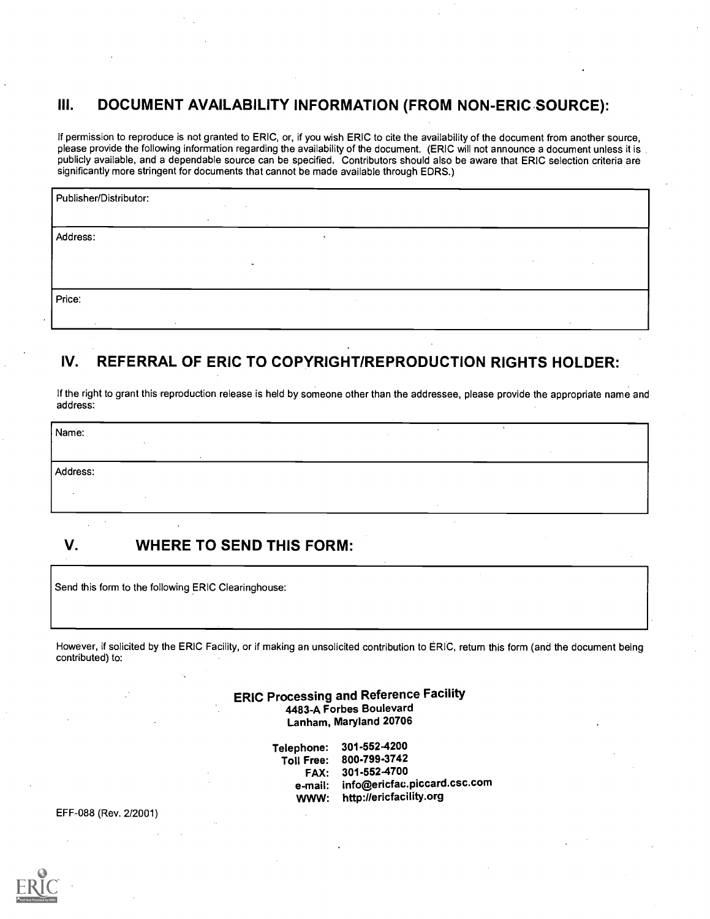## III. DOCUMENT AVAILABILITY INFORMATION (FROM NON-ERIC SOURCE):

If permission to reproduce is not granted to ERIC, or, if you wish ERIC to cite the availability of the document from another source, please provide the following information regarding the availability of the document. (ERIC will not announce a document unless it is publicly available, and a dependable source can be specified. Contributors should also be aware that ERIC selection criteria are significantly more stringent for documents that cannot be made available through EDRS.)

| Publisher/Distributor: |
|---|
| Address: |
| Price: |

## IV. REFERRAL OF ERIC TO COPYRIGHT/REPRODUCTION RIGHTS HOLDER:

If the right to grant this reproduction release is held by someone other than the addressee, please provide the appropriate name and address:

| Name: |
|---|
| Address: |

## V. WHERE TO SEND THIS FORM:

| Send this form to the following ERIC Clearinghouse: |
|---|

However, if solicited by the ERIC Facility, or if making an unsolicited contribution to ERIC, return this form (and the document being contributed) to:

**ERIC Processing and Reference Facility**
**4483-A Forbes Boulevard**
**Lanham, Maryland 20706**

**Telephone:** 301-552-4200
**Toll Free:** 800-799-3742
**FAX:** 301-552-4700
**e-mail:** info@ericfac.piccard.csc.com
**WWW:** http://ericfacility.org

EFF-088 (Rev. 2/2001)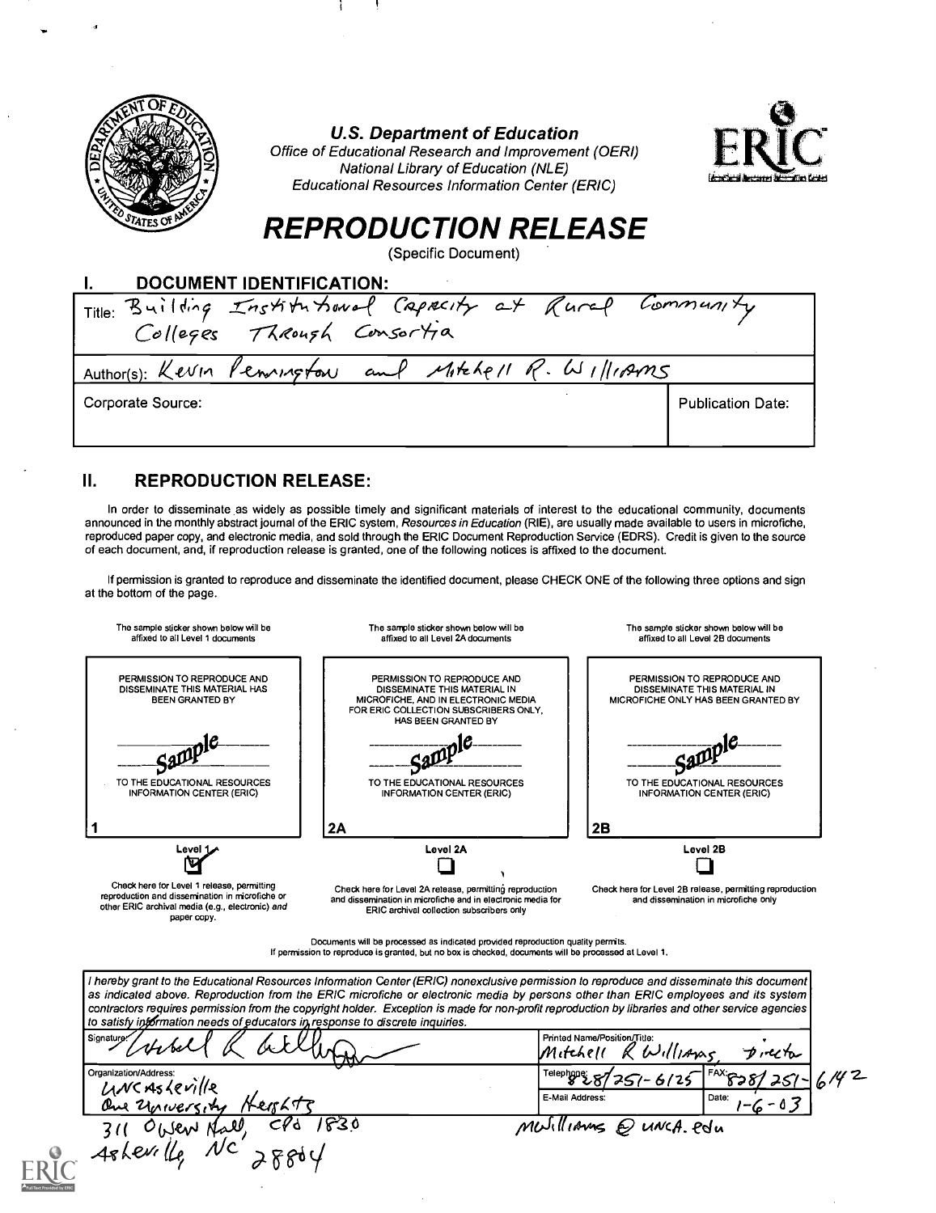**U.S. Department of Education**
*Office of Educational Research and Improvement (OERI)*
*National Library of Education (NLE)*
*Educational Resources Information Center (ERIC)*

# REPRODUCTION RELEASE

(Specific Document)

## I. DOCUMENT IDENTIFICATION:

| | |
|---|---|
| Title: Building Institutional Capacity at Rural Community Colleges Through Consortia | |
| Author(s): Kevin Pennington and Mitchell R. Williams | |
| Corporate Source: | Publication Date: |

## II. REPRODUCTION RELEASE:

In order to disseminate as widely as possible timely and significant materials of interest to the educational community, documents announced in the monthly abstract journal of the ERIC system, *Resources in Education* (RIE), are usually made available to users in microfiche, reproduced paper copy, and electronic media, and sold through the ERIC Document Reproduction Service (EDRS). Credit is given to the source of each document, and, if reproduction release is granted, one of the following notices is affixed to the document.

If permission is granted to reproduce and disseminate the identified document, please CHECK ONE of the following three options and sign at the bottom of the page.

| The sample sticker shown below will be affixed to all Level 1 documents | The sample sticker shown below will be affixed to all Level 2A documents | The sample sticker shown below will be affixed to all Level 2B documents |
|---|---|---|
| PERMISSION TO REPRODUCE AND DISSEMINATE THIS MATERIAL HAS BEEN GRANTED BY<br>Sample<br>TO THE EDUCATIONAL RESOURCES INFORMATION CENTER (ERIC) | PERMISSION TO REPRODUCE AND DISSEMINATE THIS MATERIAL IN MICROFICHE, AND IN ELECTRONIC MEDIA FOR ERIC COLLECTION SUBSCRIBERS ONLY, HAS BEEN GRANTED BY<br>Sample<br>TO THE EDUCATIONAL RESOURCES INFORMATION CENTER (ERIC) | PERMISSION TO REPRODUCE AND DISSEMINATE THIS MATERIAL IN MICROFICHE ONLY HAS BEEN GRANTED BY<br>Sample<br>TO THE EDUCATIONAL RESOURCES INFORMATION CENTER (ERIC) |
| 1 | 2A | 2B |
| Level 1 ☑ | Level 2A ☐ | Level 2B ☐ |
| Check here for Level 1 release, permitting reproduction and dissemination in microfiche or other ERIC archival media (e.g., electronic) *and* paper copy. | Check here for Level 2A release, permitting reproduction and dissemination in microfiche and in electronic media for ERIC archival collection subscribers only | Check here for Level 2B release, permitting reproduction and dissemination in microfiche only |

Documents will be processed as indicated provided reproduction quality permits.
If permission to reproduce is granted, but no box is checked, documents will be processed at Level 1.

*I hereby grant to the Educational Resources Information Center (ERIC) nonexclusive permission to reproduce and disseminate this document as indicated above. Reproduction from the ERIC microfiche or electronic media by persons other than ERIC employees and its system contractors requires permission from the copyright holder. Exception is made for non-profit reproduction by libraries and other service agencies to satisfy information needs of educators in response to discrete inquiries.*

| | | |
|---|---|---|
| Signature: Mitchell R Williams | Printed Name/Position/Title: Mitchell R Williams, Director | |
| Organization/Address: UNC Asheville, One University Heights, 311 Owen Hall, CPO 1830, Asheville, NC 28804 | Telephone: 828/251-6125 | FAX: 828/251-6142 |
| | E-Mail Address: MWilliams@unca.edu | Date: 1-6-03 |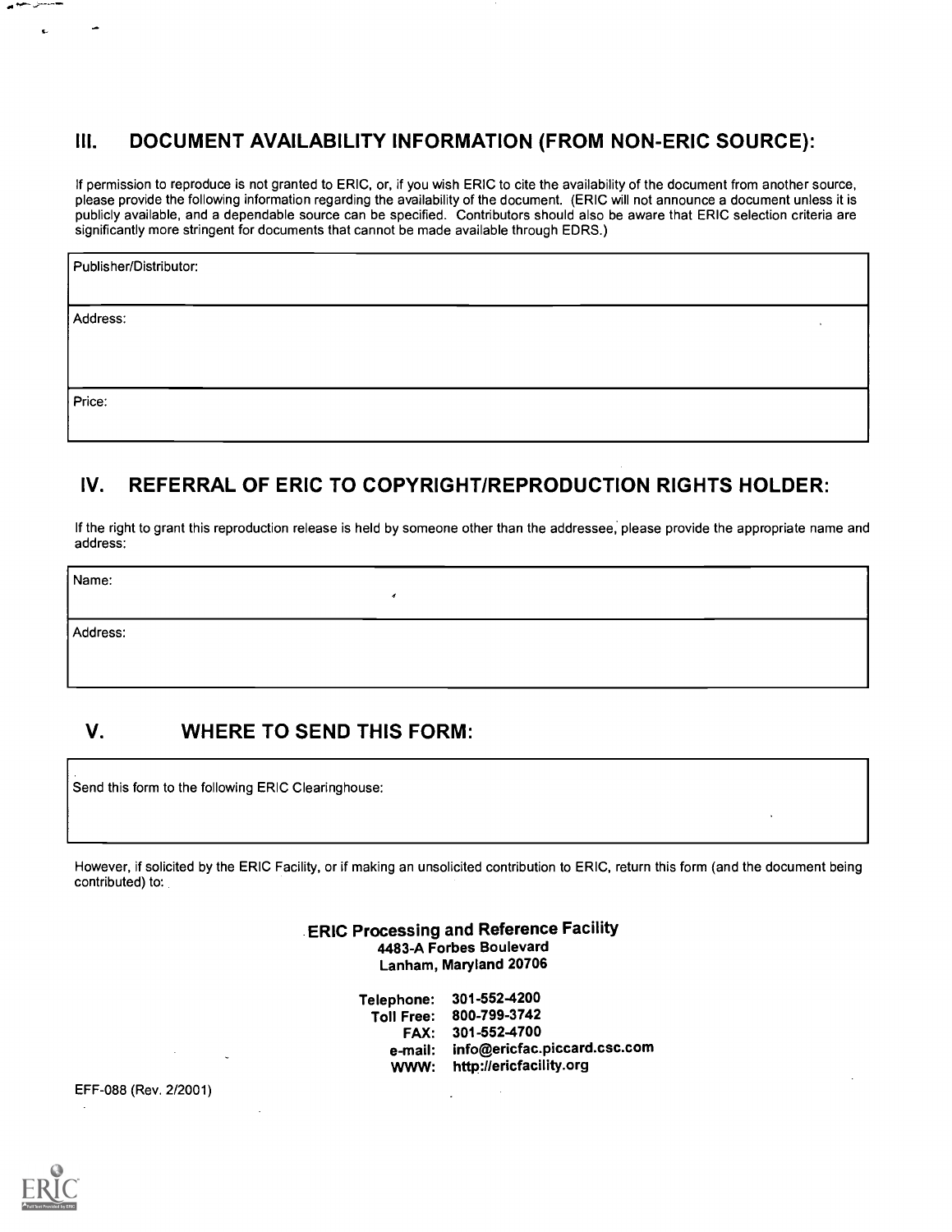## III. DOCUMENT AVAILABILITY INFORMATION (FROM NON-ERIC SOURCE):

If permission to reproduce is not granted to ERIC, or, if you wish ERIC to cite the availability of the document from another source, please provide the following information regarding the availability of the document. (ERIC will not announce a document unless it is publicly available, and a dependable source can be specified. Contributors should also be aware that ERIC selection criteria are significantly more stringent for documents that cannot be made available through EDRS.)

| |
|---|
| Publisher/Distributor: |
| Address: |
| Price: |

## IV. REFERRAL OF ERIC TO COPYRIGHT/REPRODUCTION RIGHTS HOLDER:

If the right to grant this reproduction release is held by someone other than the addressee, please provide the appropriate name and address:

| |
|---|
| Name: |
| Address: |

## V. WHERE TO SEND THIS FORM:

| |
|---|
| Send this form to the following ERIC Clearinghouse: |

However, if solicited by the ERIC Facility, or if making an unsolicited contribution to ERIC, return this form (and the document being contributed) to:

**ERIC Processing and Reference Facility**
**4483-A Forbes Boulevard**
**Lanham, Maryland 20706**

**Telephone:** 301-552-4200
**Toll Free:** 800-799-3742
**FAX:** 301-552-4700
**e-mail:** info@ericfac.piccard.csc.com
**WWW:** http://ericfacility.org

EFF-088 (Rev. 2/2001)